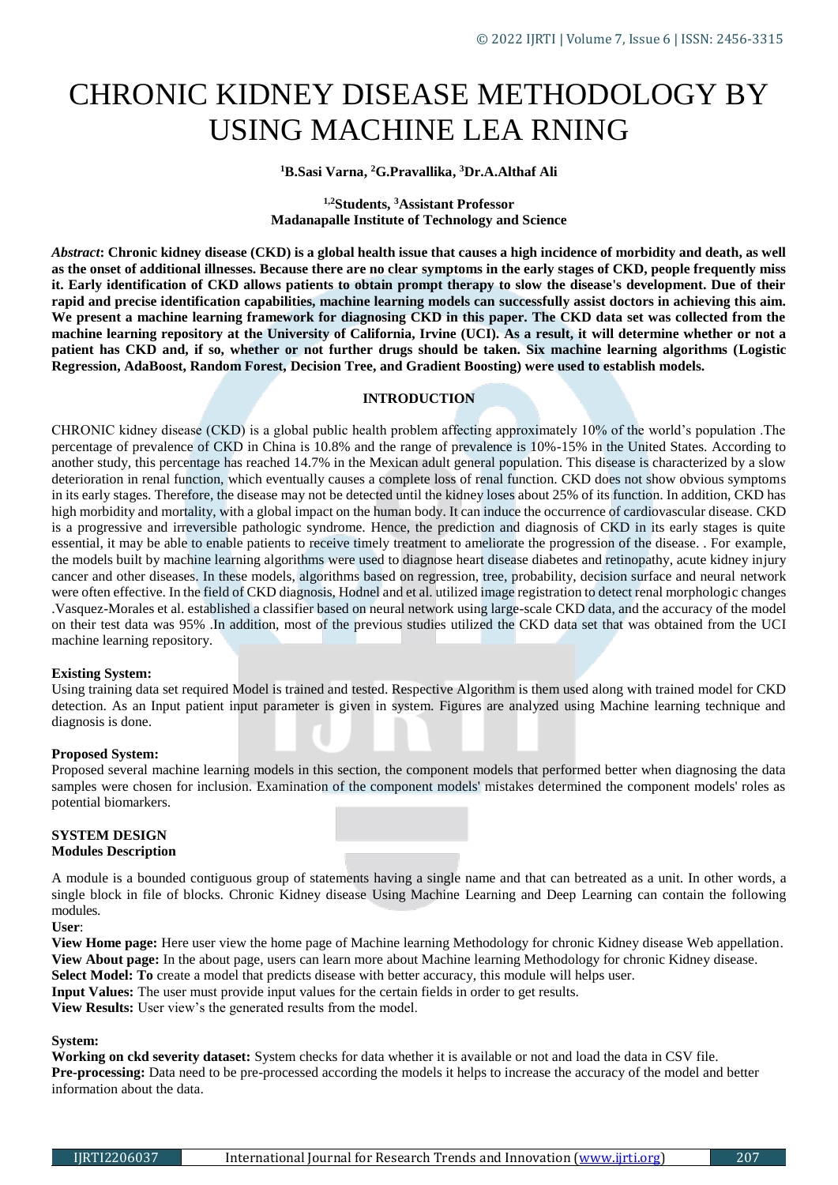# CHRONIC KIDNEY DISEASE METHODOLOGY BY USING MACHINE LEA RNING

**[1]B.Sasi Varna, [2]G.Pravallika, [3]Dr.A.Althaf Ali**

**[1,2]Students, [3]Assistant Professor**
**Madanapalle Institute of Technology and Science**

*Abstract***: Chronic kidney disease (CKD) is a global health issue that causes a high incidence of morbidity and death, as well as the onset of additional illnesses. Because there are no clear symptoms in the early stages of CKD, people frequently miss it. Early identification of CKD allows patients to obtain prompt therapy to slow the disease's development. Due of their rapid and precise identification capabilities, machine learning models can successfully assist doctors in achieving this aim. We present a machine learning framework for diagnosing CKD in this paper. The CKD data set was collected from the machine learning repository at the University of California, Irvine (UCI). As a result, it will determine whether or not a patient has CKD and, if so, whether or not further drugs should be taken. Six machine learning algorithms (Logistic Regression, AdaBoost, Random Forest, Decision Tree, and Gradient Boosting) were used to establish models.**

## INTRODUCTION

CHRONIC kidney disease (CKD) is a global public health problem affecting approximately 10% of the world's population .The percentage of prevalence of CKD in China is 10.8% and the range of prevalence is 10%-15% in the United States. According to another study, this percentage has reached 14.7% in the Mexican adult general population. This disease is characterized by a slow deterioration in renal function, which eventually causes a complete loss of renal function. CKD does not show obvious symptoms in its early stages. Therefore, the disease may not be detected until the kidney loses about 25% of its function. In addition, CKD has high morbidity and mortality, with a global impact on the human body. It can induce the occurrence of cardiovascular disease. CKD is a progressive and irreversible pathologic syndrome. Hence, the prediction and diagnosis of CKD in its early stages is quite essential, it may be able to enable patients to receive timely treatment to ameliorate the progression of the disease. . For example, the models built by machine learning algorithms were used to diagnose heart disease diabetes and retinopathy, acute kidney injury cancer and other diseases. In these models, algorithms based on regression, tree, probability, decision surface and neural network were often effective. In the field of CKD diagnosis, Hodnel and et al. utilized image registration to detect renal morphologic changes .Vasquez-Morales et al. established a classifier based on neural network using large-scale CKD data, and the accuracy of the model on their test data was 95% .In addition, most of the previous studies utilized the CKD data set that was obtained from the UCI machine learning repository.

**Existing System:**
Using training data set required Model is trained and tested. Respective Algorithm is them used along with trained model for CKD detection. As an Input patient input parameter is given in system. Figures are analyzed using Machine learning technique and diagnosis is done.

**Proposed System:**
Proposed several machine learning models in this section, the component models that performed better when diagnosing the data samples were chosen for inclusion. Examination of the component models' mistakes determined the component models' roles as potential biomarkers.

## SYSTEM DESIGN

### Modules Description

A module is a bounded contiguous group of statements having a single name and that can betreated as a unit. In other words, a single block in file of blocks. Chronic Kidney disease Using Machine Learning and Deep Learning can contain the following modules.

**User**:

**View Home page:** Here user view the home page of Machine learning Methodology for chronic Kidney disease Web appellation.
**View About page:** In the about page, users can learn more about Machine learning Methodology for chronic Kidney disease.
**Select Model: To** create a model that predicts disease with better accuracy, this module will helps user.
**Input Values:** The user must provide input values for the certain fields in order to get results.
**View Results:** User view's the generated results from the model.

**System:**

**Working on ckd severity dataset:** System checks for data whether it is available or not and load the data in CSV file.
**Pre-processing:** Data need to be pre-processed according the models it helps to increase the accuracy of the model and better information about the data.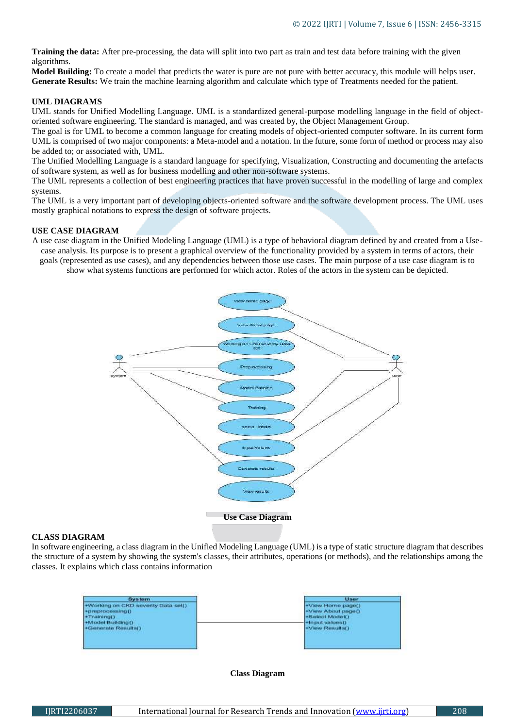**Training the data:** After pre-processing, the data will split into two part as train and test data before training with the given algorithms.

**Model Building:** To create a model that predicts the water is pure are not pure with better accuracy, this module will helps user.

**Generate Results:** We train the machine learning algorithm and calculate which type of Treatments needed for the patient.

## UML DIAGRAMS

UML stands for Unified Modelling Language. UML is a standardized general-purpose modelling language in the field of object-oriented software engineering. The standard is managed, and was created by, the Object Management Group.

The goal is for UML to become a common language for creating models of object-oriented computer software. In its current form UML is comprised of two major components: a Meta-model and a notation. In the future, some form of method or process may also be added to; or associated with, UML.

The Unified Modelling Language is a standard language for specifying, Visualization, Constructing and documenting the artefacts of software system, as well as for business modelling and other non-software systems.

The UML represents a collection of best engineering practices that have proven successful in the modelling of large and complex systems.

The UML is a very important part of developing objects-oriented software and the software development process. The UML uses mostly graphical notations to express the design of software projects.

## USE CASE DIAGRAM

A use case diagram in the Unified Modeling Language (UML) is a type of behavioral diagram defined by and created from a Use-case analysis. Its purpose is to present a graphical overview of the functionality provided by a system in terms of actors, their goals (represented as use cases), and any dependencies between those use cases. The main purpose of a use case diagram is to show what systems functions are performed for which actor. Roles of the actors in the system can be depicted.

**Use Case Diagram**

## CLASS DIAGRAM

In software engineering, a class diagram in the Unified Modeling Language (UML) is a type of static structure diagram that describes the structure of a system by showing the system's classes, their attributes, operations (or methods), and the relationships among the classes. It explains which class contains information

**Class Diagram**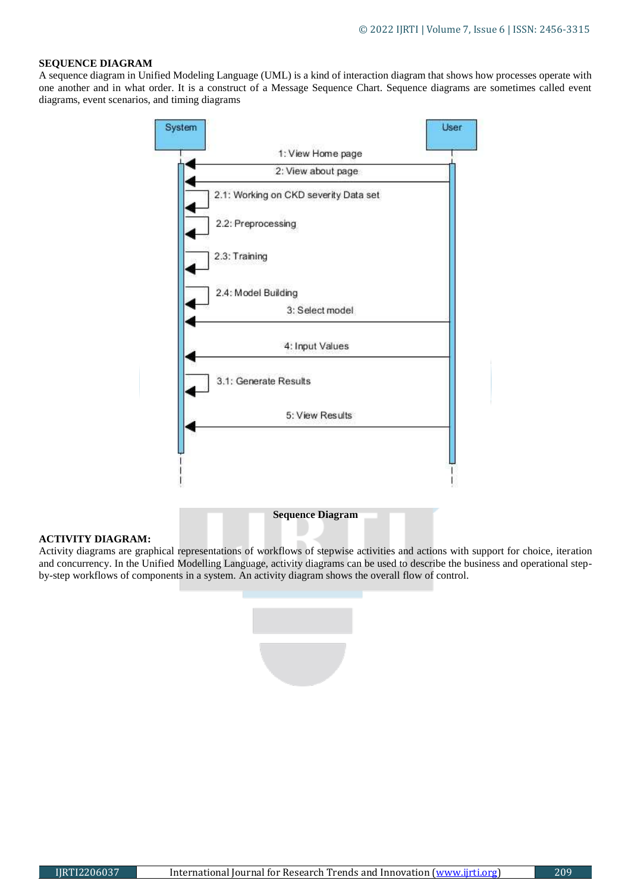## SEQUENCE DIAGRAM

A sequence diagram in Unified Modeling Language (UML) is a kind of interaction diagram that shows how processes operate with one another and in what order. It is a construct of a Message Sequence Chart. Sequence diagrams are sometimes called event diagrams, event scenarios, and timing diagrams

Sequence Diagram

## ACTIVITY DIAGRAM:

Activity diagrams are graphical representations of workflows of stepwise activities and actions with support for choice, iteration and concurrency. In the Unified Modelling Language, activity diagrams can be used to describe the business and operational step-by-step workflows of components in a system. An activity diagram shows the overall flow of control.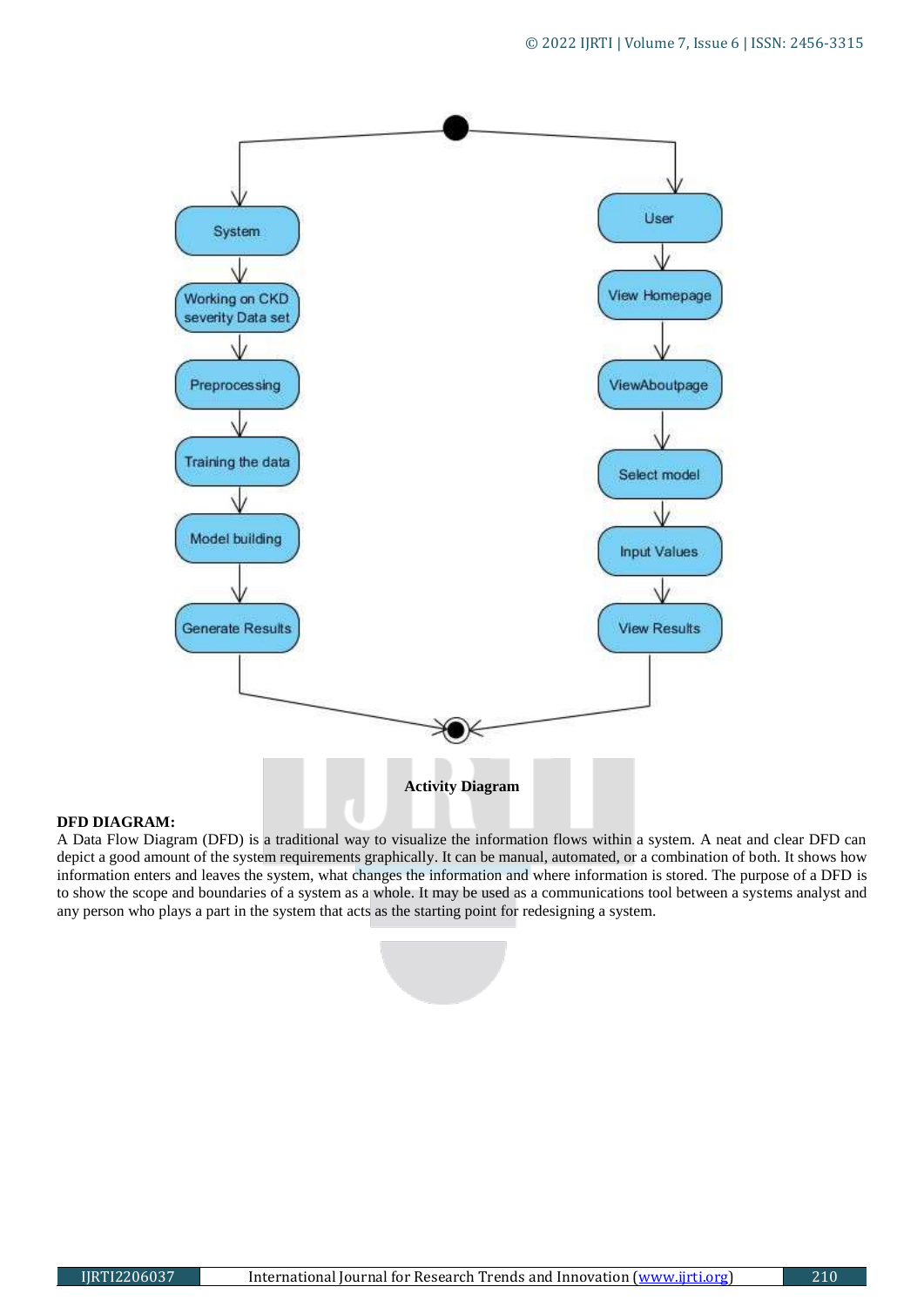Activity Diagram

**DFD DIAGRAM:**

A Data Flow Diagram (DFD) is a traditional way to visualize the information flows within a system. A neat and clear DFD can depict a good amount of the system requirements graphically. It can be manual, automated, or a combination of both. It shows how information enters and leaves the system, what changes the information and where information is stored. The purpose of a DFD is to show the scope and boundaries of a system as a whole. It may be used as a communications tool between a systems analyst and any person who plays a part in the system that acts as the starting point for redesigning a system.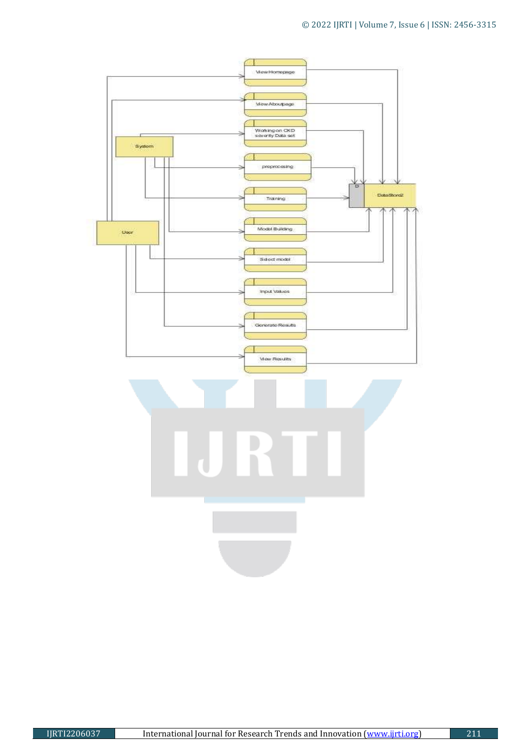View Homepage

View Aboutpage

Working on CKD severity Data set

System

preprocessing

Training

DataStore2

User

Model Building

Select model

Input Values

Generate Results

View Results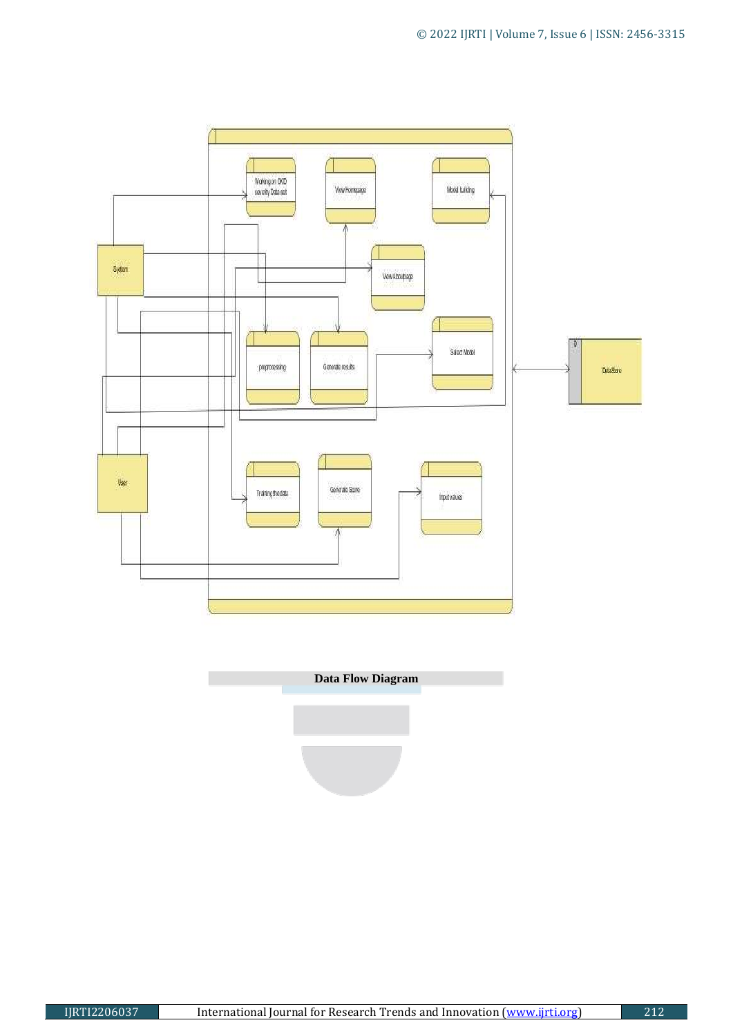Data Flow Diagram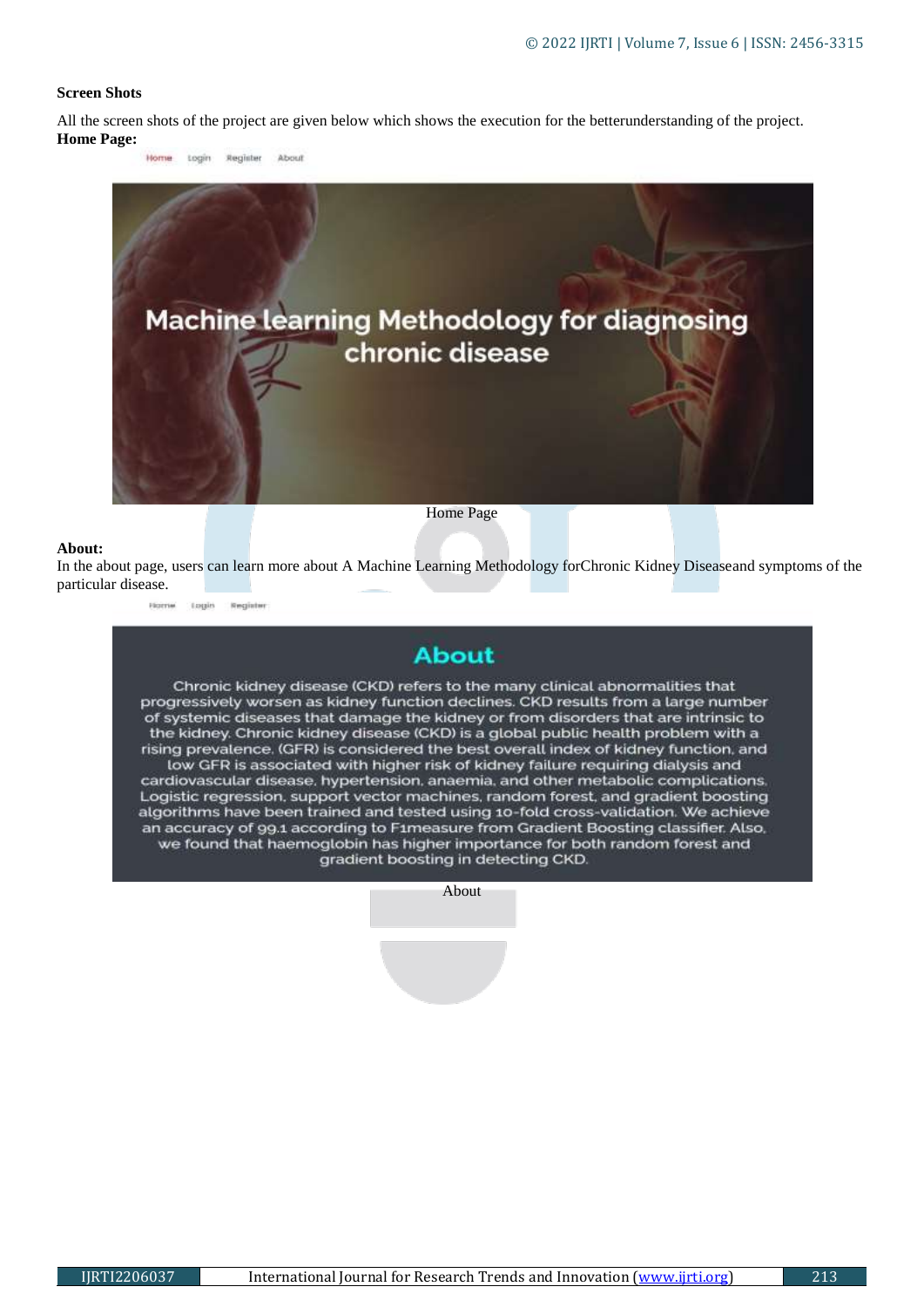**Screen Shots**

All the screen shots of the project are given below which shows the execution for the betterunderstanding of the project.

**Home Page:**

Home Page

**About:**

In the about page, users can learn more about A Machine Learning Methodology forChronic Kidney Diseaseand symptoms of the particular disease.

About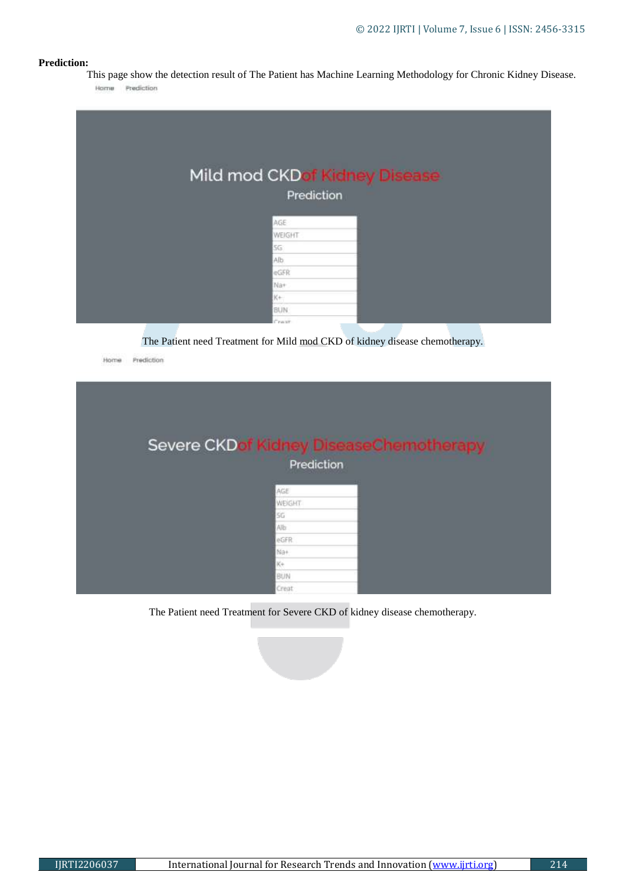**Prediction:**

This page show the detection result of The Patient has Machine Learning Methodology for Chronic Kidney Disease.

Home Prediction

Mild mod CKDof Kidney Disease

Prediction

AGE

WEIGHT

SG

Alb

eGFR

Na+

K+

BUN

Creat

The Patient need Treatment for Mild mod CKD of kidney disease chemotherapy.

Home Prediction

Severe CKDof Kidney DiseaseChemotherapy

Prediction

AGE

WEIGHT

SG

Alb

eGFR

Na+

K+

BUN

Creat

The Patient need Treatment for Severe CKD of kidney disease chemotherapy.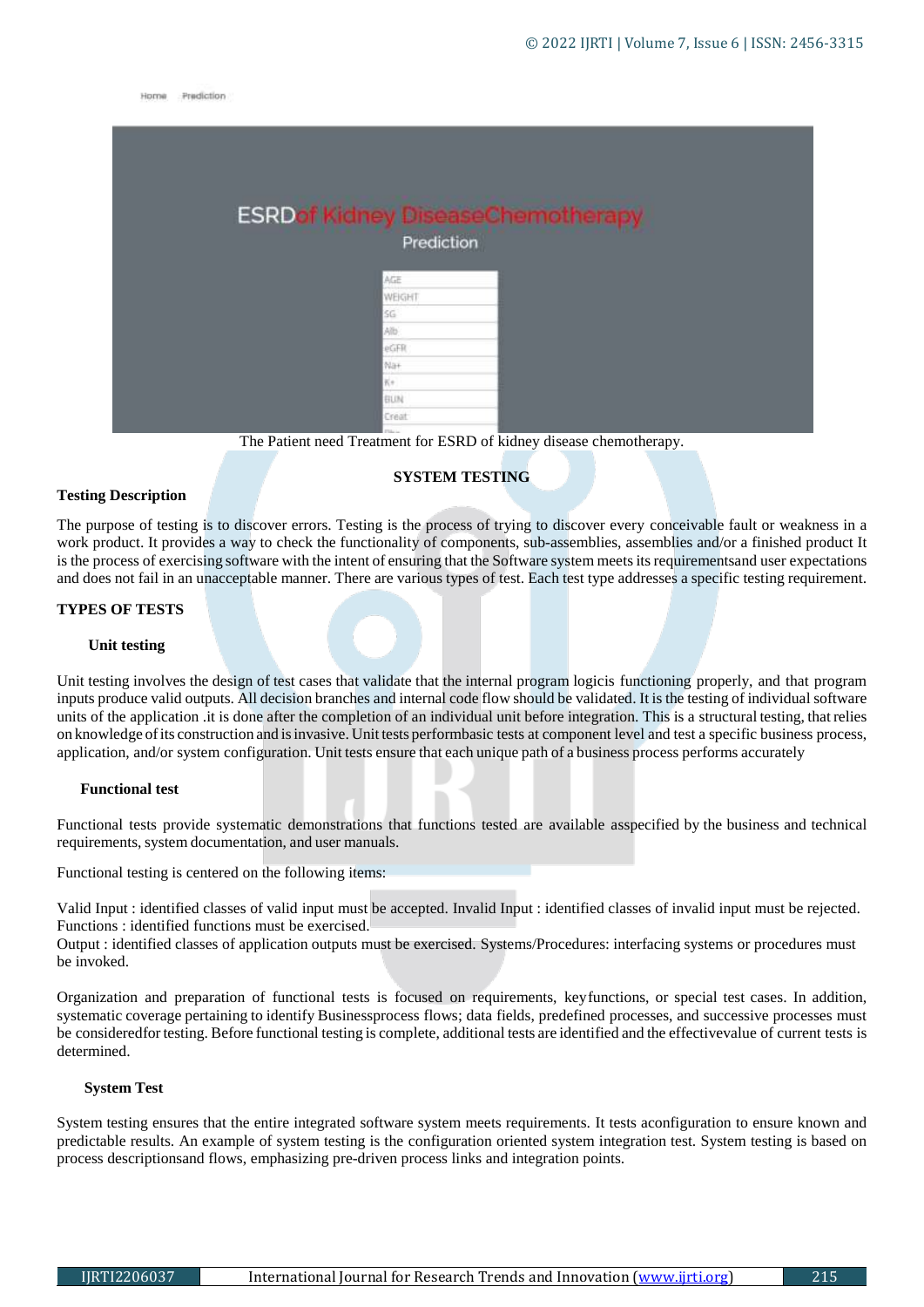The Patient need Treatment for ESRD of kidney disease chemotherapy.

## SYSTEM TESTING

### Testing Description

The purpose of testing is to discover errors. Testing is the process of trying to discover every conceivable fault or weakness in a work product. It provides a way to check the functionality of components, sub-assemblies, assemblies and/or a finished product It is the process of exercising software with the intent of ensuring that the Software system meets its requirementsand user expectations and does not fail in an unacceptable manner. There are various types of test. Each test type addresses a specific testing requirement.

### TYPES OF TESTS

#### Unit testing

Unit testing involves the design of test cases that validate that the internal program logicis functioning properly, and that program inputs produce valid outputs. All decision branches and internal code flow should be validated. It is the testing of individual software units of the application .it is done after the completion of an individual unit before integration. This is a structural testing, that relies on knowledge of its construction and is invasive. Unit tests performbasic tests at component level and test a specific business process, application, and/or system configuration. Unit tests ensure that each unique path of a business process performs accurately

#### Functional test

Functional tests provide systematic demonstrations that functions tested are available asspecified by the business and technical requirements, system documentation, and user manuals.

Functional testing is centered on the following items:

Valid Input : identified classes of valid input must be accepted. Invalid Input : identified classes of invalid input must be rejected. Functions : identified functions must be exercised.
Output : identified classes of application outputs must be exercised. Systems/Procedures: interfacing systems or procedures must be invoked.

Organization and preparation of functional tests is focused on requirements, keyfunctions, or special test cases. In addition, systematic coverage pertaining to identify Businessprocess flows; data fields, predefined processes, and successive processes must be consideredfor testing. Before functional testing is complete, additional tests are identified and the effectivevalue of current tests is determined.

#### System Test

System testing ensures that the entire integrated software system meets requirements. It tests aconfiguration to ensure known and predictable results. An example of system testing is the configuration oriented system integration test. System testing is based on process descriptionsand flows, emphasizing pre-driven process links and integration points.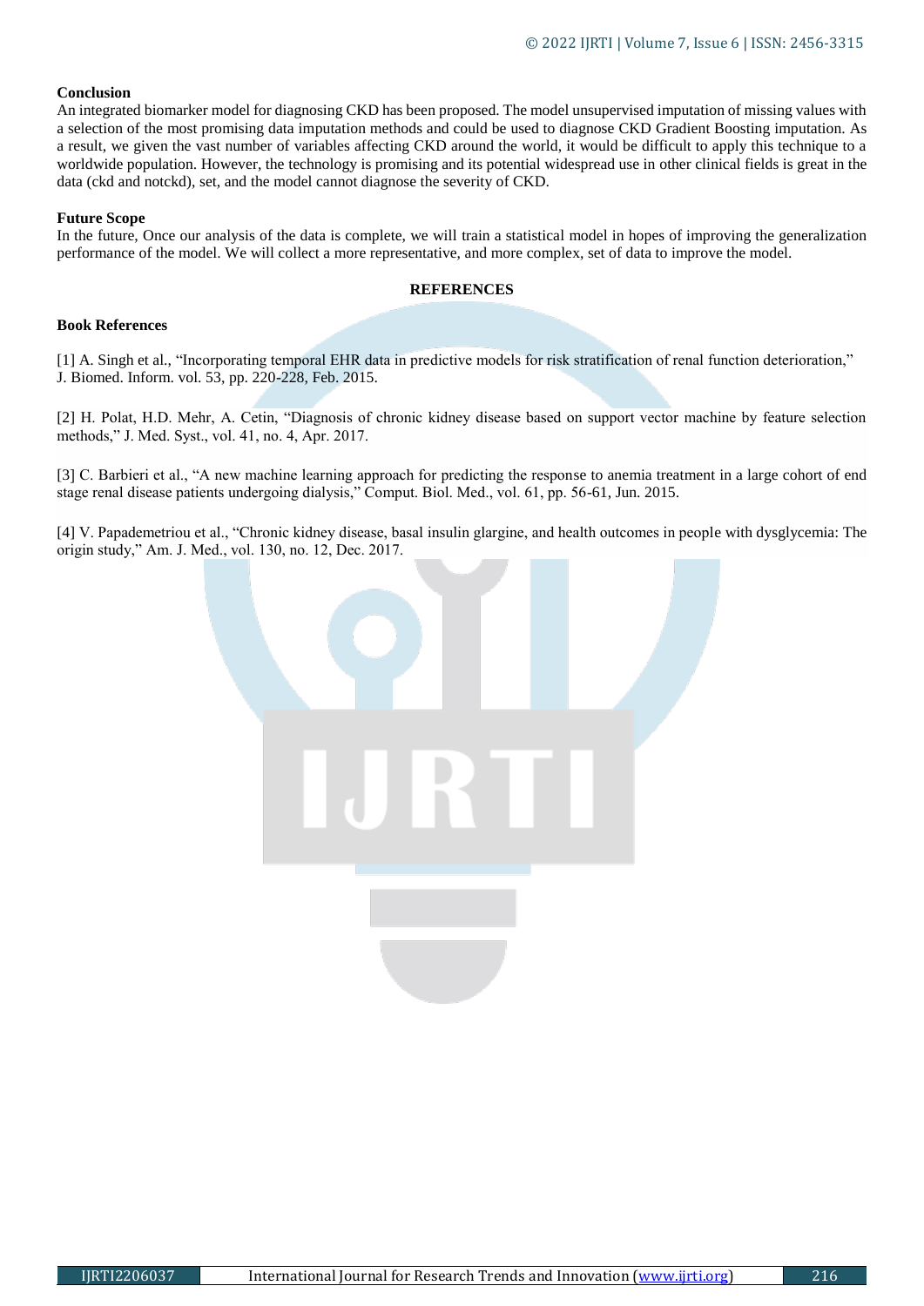## Conclusion

An integrated biomarker model for diagnosing CKD has been proposed. The model unsupervised imputation of missing values with a selection of the most promising data imputation methods and could be used to diagnose CKD Gradient Boosting imputation. As a result, we given the vast number of variables affecting CKD around the world, it would be difficult to apply this technique to a worldwide population. However, the technology is promising and its potential widespread use in other clinical fields is great in the data (ckd and notckd), set, and the model cannot diagnose the severity of CKD.

## Future Scope

In the future, Once our analysis of the data is complete, we will train a statistical model in hopes of improving the generalization performance of the model. We will collect a more representative, and more complex, set of data to improve the model.

## REFERENCES

### Book References

[1] A. Singh et al., "Incorporating temporal EHR data in predictive models for risk stratification of renal function deterioration," J. Biomed. Inform. vol. 53, pp. 220-228, Feb. 2015.

[2] H. Polat, H.D. Mehr, A. Cetin, "Diagnosis of chronic kidney disease based on support vector machine by feature selection methods," J. Med. Syst., vol. 41, no. 4, Apr. 2017.

[3] C. Barbieri et al., "A new machine learning approach for predicting the response to anemia treatment in a large cohort of end stage renal disease patients undergoing dialysis," Comput. Biol. Med., vol. 61, pp. 56-61, Jun. 2015.

[4] V. Papademetriou et al., "Chronic kidney disease, basal insulin glargine, and health outcomes in people with dysglycemia: The origin study," Am. J. Med., vol. 130, no. 12, Dec. 2017.